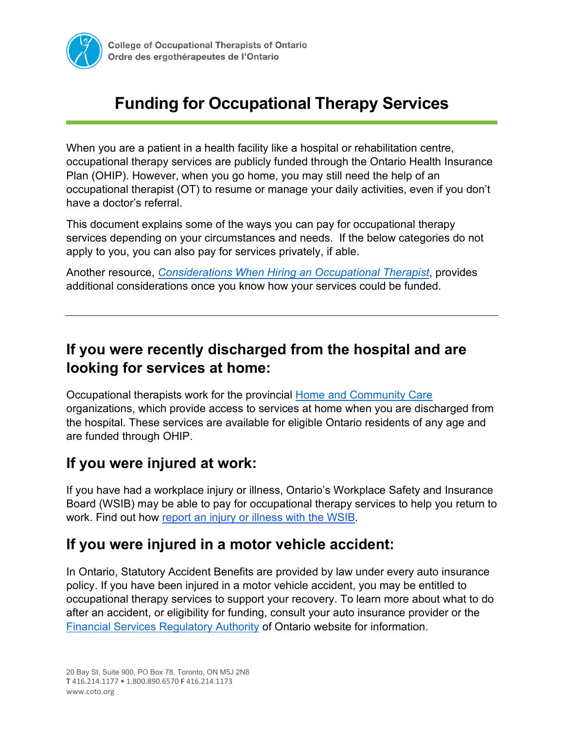College of Occupational Therapists of Ontario
Ordre des ergothérapeutes de l'Ontario

# Funding for Occupational Therapy Services

When you are a patient in a health facility like a hospital or rehabilitation centre, occupational therapy services are publicly funded through the Ontario Health Insurance Plan (OHIP). However, when you go home, you may still need the help of an occupational therapist (OT) to resume or manage your daily activities, even if you don't have a doctor's referral.

This document explains some of the ways you can pay for occupational therapy services depending on your circumstances and needs. If the below categories do not apply to you, you can also pay for services privately, if able.

Another resource, *Considerations When Hiring an Occupational Therapist*, provides additional considerations once you know how your services could be funded.

---

## If you were recently discharged from the hospital and are looking for services at home:

Occupational therapists work for the provincial Home and Community Care organizations, which provide access to services at home when you are discharged from the hospital. These services are available for eligible Ontario residents of any age and are funded through OHIP.

## If you were injured at work:

If you have had a workplace injury or illness, Ontario's Workplace Safety and Insurance Board (WSIB) may be able to pay for occupational therapy services to help you return to work. Find out how report an injury or illness with the WSIB.

## If you were injured in a motor vehicle accident:

In Ontario, Statutory Accident Benefits are provided by law under every auto insurance policy. If you have been injured in a motor vehicle accident, you may be entitled to occupational therapy services to support your recovery. To learn more about what to do after an accident, or eligibility for funding, consult your auto insurance provider or the Financial Services Regulatory Authority of Ontario website for information.

20 Bay St, Suite 900, PO Box 78, Toronto, ON M5J 2N8
T 416.214.1177 • 1.800.890.6570 F 416.214.1173
www.coto.org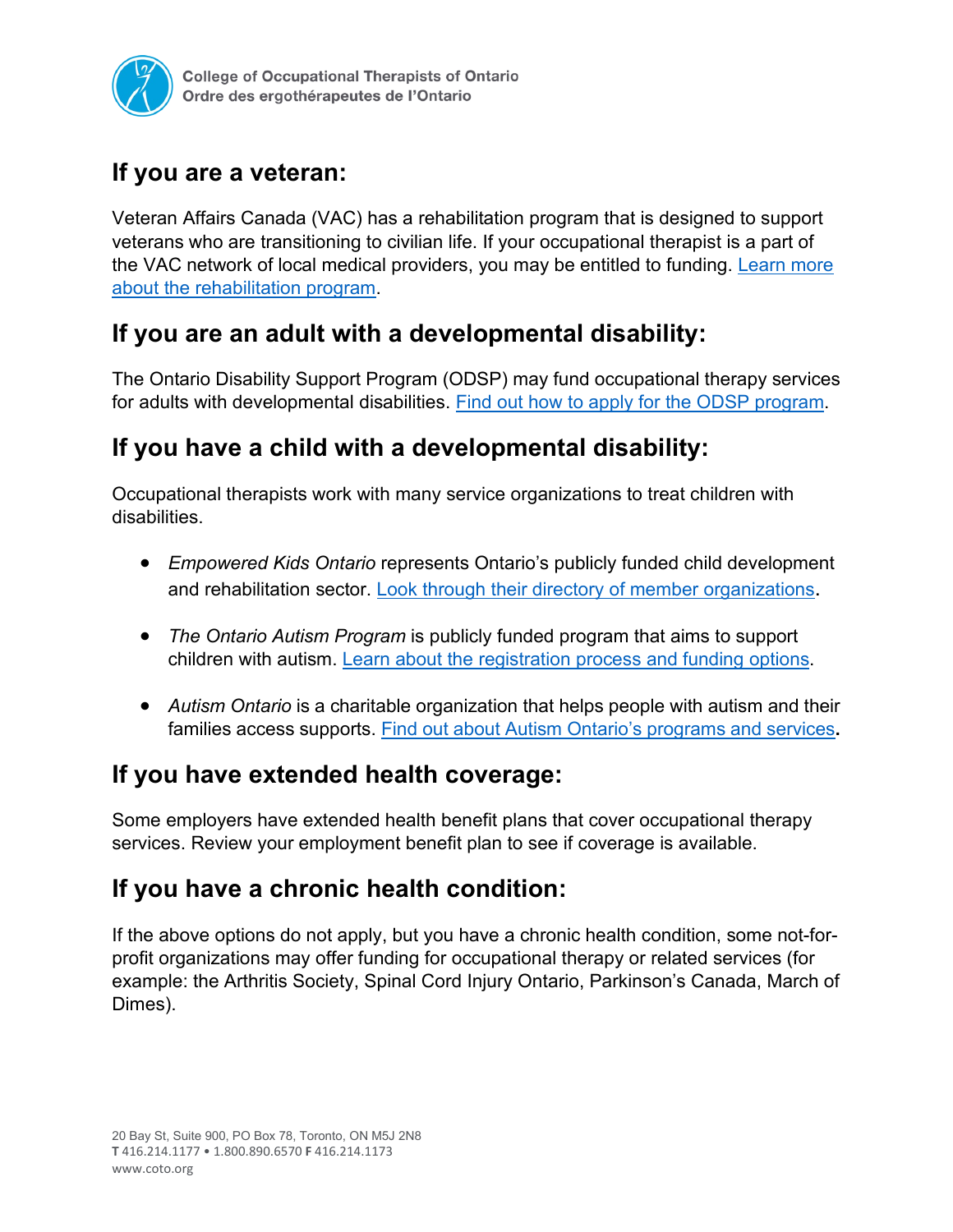## If you are a veteran:

Veteran Affairs Canada (VAC) has a rehabilitation program that is designed to support veterans who are transitioning to civilian life. If your occupational therapist is a part of the VAC network of local medical providers, you may be entitled to funding. Learn more about the rehabilitation program.

## If you are an adult with a developmental disability:

The Ontario Disability Support Program (ODSP) may fund occupational therapy services for adults with developmental disabilities. Find out how to apply for the ODSP program.

## If you have a child with a developmental disability:

Occupational therapists work with many service organizations to treat children with disabilities.

- *Empowered Kids Ontario* represents Ontario's publicly funded child development and rehabilitation sector. Look through their directory of member organizations.
- *The Ontario Autism Program* is publicly funded program that aims to support children with autism. Learn about the registration process and funding options.
- *Autism Ontario* is a charitable organization that helps people with autism and their families access supports. Find out about Autism Ontario's programs and services.

## If you have extended health coverage:

Some employers have extended health benefit plans that cover occupational therapy services. Review your employment benefit plan to see if coverage is available.

## If you have a chronic health condition:

If the above options do not apply, but you have a chronic health condition, some not-for-profit organizations may offer funding for occupational therapy or related services (for example: the Arthritis Society, Spinal Cord Injury Ontario, Parkinson's Canada, March of Dimes).